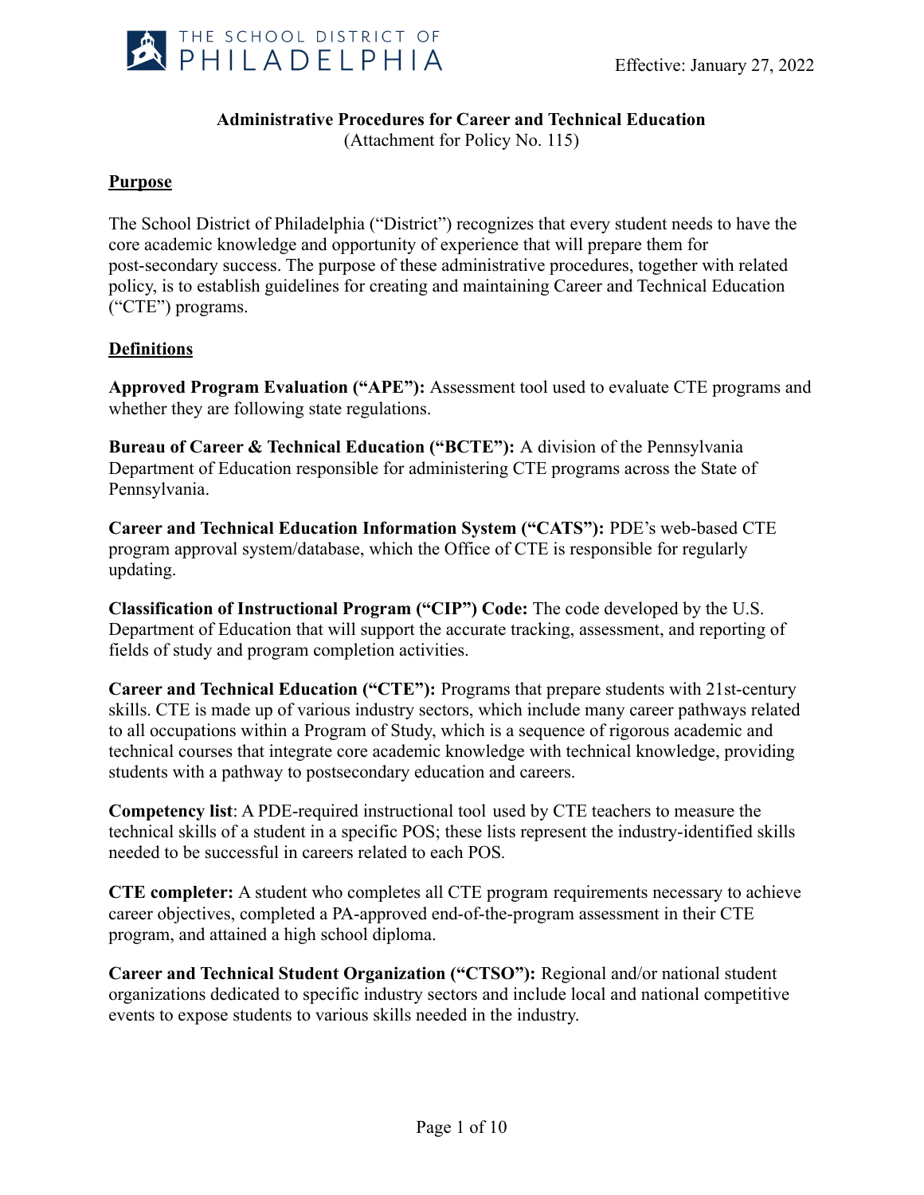Effective: January 27, 2022

**Administrative Procedures for Career and Technical Education**
(Attachment for Policy No. 115)

## Purpose

The School District of Philadelphia ("District") recognizes that every student needs to have the core academic knowledge and opportunity of experience that will prepare them for post-secondary success. The purpose of these administrative procedures, together with related policy, is to establish guidelines for creating and maintaining Career and Technical Education ("CTE") programs.

## Definitions

**Approved Program Evaluation ("APE"):** Assessment tool used to evaluate CTE programs and whether they are following state regulations.

**Bureau of Career & Technical Education ("BCTE"):** A division of the Pennsylvania Department of Education responsible for administering CTE programs across the State of Pennsylvania.

**Career and Technical Education Information System ("CATS"):** PDE's web-based CTE program approval system/database, which the Office of CTE is responsible for regularly updating.

**Classification of Instructional Program ("CIP") Code:** The code developed by the U.S. Department of Education that will support the accurate tracking, assessment, and reporting of fields of study and program completion activities.

**Career and Technical Education ("CTE"):** Programs that prepare students with 21st-century skills. CTE is made up of various industry sectors, which include many career pathways related to all occupations within a Program of Study, which is a sequence of rigorous academic and technical courses that integrate core academic knowledge with technical knowledge, providing students with a pathway to postsecondary education and careers.

**Competency list**: A PDE-required instructional tool used by CTE teachers to measure the technical skills of a student in a specific POS; these lists represent the industry-identified skills needed to be successful in careers related to each POS.

**CTE completer:** A student who completes all CTE program requirements necessary to achieve career objectives, completed a PA-approved end-of-the-program assessment in their CTE program, and attained a high school diploma.

**Career and Technical Student Organization ("CTSO"):** Regional and/or national student organizations dedicated to specific industry sectors and include local and national competitive events to expose students to various skills needed in the industry.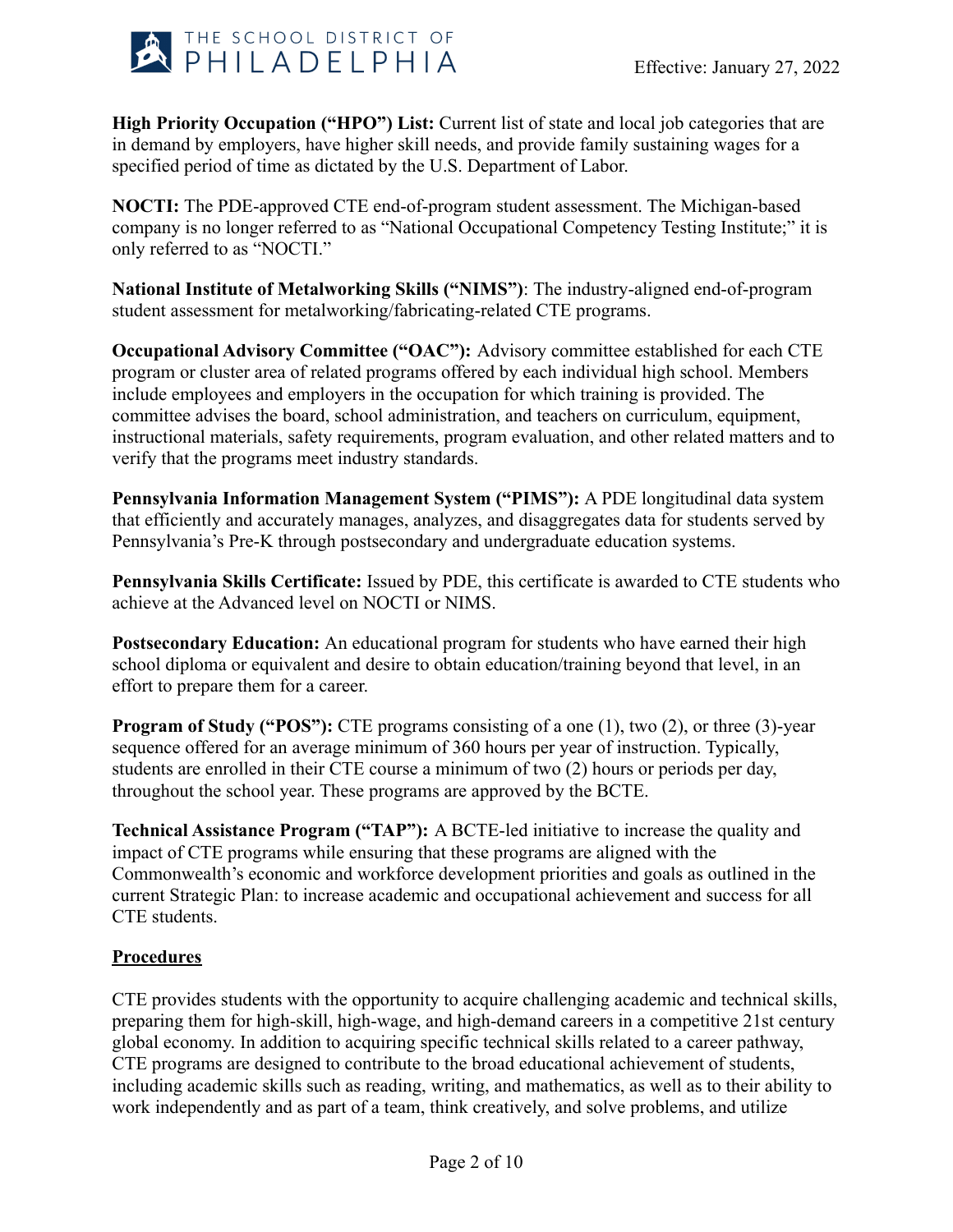**High Priority Occupation ("HPO") List:** Current list of state and local job categories that are in demand by employers, have higher skill needs, and provide family sustaining wages for a specified period of time as dictated by the U.S. Department of Labor.

**NOCTI:** The PDE-approved CTE end-of-program student assessment. The Michigan-based company is no longer referred to as "National Occupational Competency Testing Institute;" it is only referred to as "NOCTI."

**National Institute of Metalworking Skills ("NIMS")**: The industry-aligned end-of-program student assessment for metalworking/fabricating-related CTE programs.

**Occupational Advisory Committee ("OAC"):** Advisory committee established for each CTE program or cluster area of related programs offered by each individual high school. Members include employees and employers in the occupation for which training is provided. The committee advises the board, school administration, and teachers on curriculum, equipment, instructional materials, safety requirements, program evaluation, and other related matters and to verify that the programs meet industry standards.

**Pennsylvania Information Management System ("PIMS"):** A PDE longitudinal data system that efficiently and accurately manages, analyzes, and disaggregates data for students served by Pennsylvania's Pre-K through postsecondary and undergraduate education systems.

**Pennsylvania Skills Certificate:** Issued by PDE, this certificate is awarded to CTE students who achieve at the Advanced level on NOCTI or NIMS.

**Postsecondary Education:** An educational program for students who have earned their high school diploma or equivalent and desire to obtain education/training beyond that level, in an effort to prepare them for a career.

**Program of Study ("POS"):** CTE programs consisting of a one (1), two (2), or three (3)-year sequence offered for an average minimum of 360 hours per year of instruction. Typically, students are enrolled in their CTE course a minimum of two (2) hours or periods per day, throughout the school year. These programs are approved by the BCTE.

**Technical Assistance Program ("TAP"):** A BCTE-led initiative to increase the quality and impact of CTE programs while ensuring that these programs are aligned with the Commonwealth's economic and workforce development priorities and goals as outlined in the current Strategic Plan: to increase academic and occupational achievement and success for all CTE students.

## Procedures

CTE provides students with the opportunity to acquire challenging academic and technical skills, preparing them for high-skill, high-wage, and high-demand careers in a competitive 21st century global economy. In addition to acquiring specific technical skills related to a career pathway, CTE programs are designed to contribute to the broad educational achievement of students, including academic skills such as reading, writing, and mathematics, as well as to their ability to work independently and as part of a team, think creatively, and solve problems, and utilize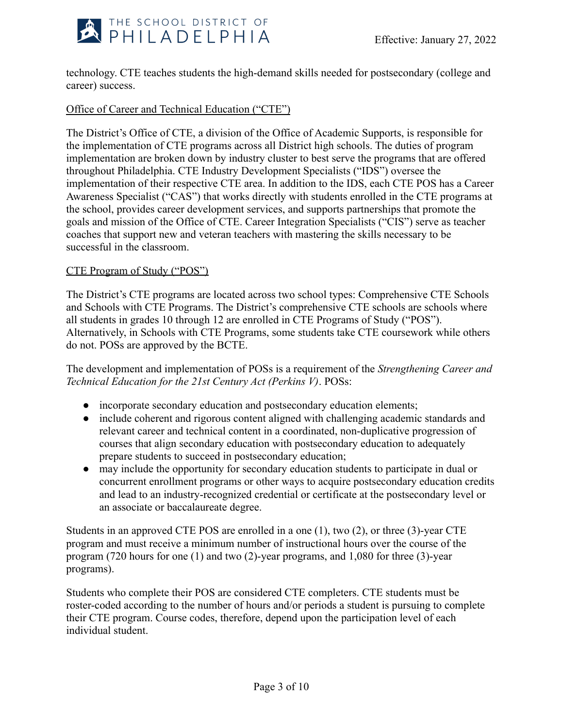technology. CTE teaches students the high-demand skills needed for postsecondary (college and career) success.

Office of Career and Technical Education ("CTE")

The District's Office of CTE, a division of the Office of Academic Supports, is responsible for the implementation of CTE programs across all District high schools. The duties of program implementation are broken down by industry cluster to best serve the programs that are offered throughout Philadelphia. CTE Industry Development Specialists ("IDS") oversee the implementation of their respective CTE area. In addition to the IDS, each CTE POS has a Career Awareness Specialist ("CAS") that works directly with students enrolled in the CTE programs at the school, provides career development services, and supports partnerships that promote the goals and mission of the Office of CTE. Career Integration Specialists ("CIS") serve as teacher coaches that support new and veteran teachers with mastering the skills necessary to be successful in the classroom.

CTE Program of Study ("POS")

The District's CTE programs are located across two school types: Comprehensive CTE Schools and Schools with CTE Programs. The District's comprehensive CTE schools are schools where all students in grades 10 through 12 are enrolled in CTE Programs of Study ("POS"). Alternatively, in Schools with CTE Programs, some students take CTE coursework while others do not. POSs are approved by the BCTE.

The development and implementation of POSs is a requirement of the *Strengthening Career and Technical Education for the 21st Century Act (Perkins V)*. POSs:

- incorporate secondary education and postsecondary education elements;
- include coherent and rigorous content aligned with challenging academic standards and relevant career and technical content in a coordinated, non-duplicative progression of courses that align secondary education with postsecondary education to adequately prepare students to succeed in postsecondary education;
- may include the opportunity for secondary education students to participate in dual or concurrent enrollment programs or other ways to acquire postsecondary education credits and lead to an industry-recognized credential or certificate at the postsecondary level or an associate or baccalaureate degree.

Students in an approved CTE POS are enrolled in a one (1), two (2), or three (3)-year CTE program and must receive a minimum number of instructional hours over the course of the program (720 hours for one (1) and two (2)-year programs, and 1,080 for three (3)-year programs).

Students who complete their POS are considered CTE completers. CTE students must be roster-coded according to the number of hours and/or periods a student is pursuing to complete their CTE program. Course codes, therefore, depend upon the participation level of each individual student.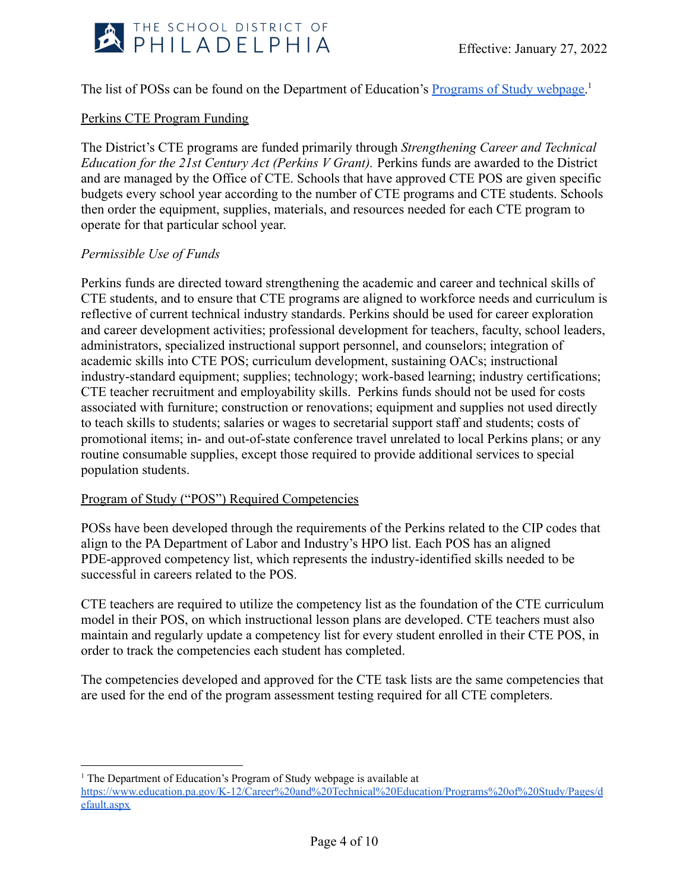The list of POSs can be found on the Department of Education's [Programs of Study webpage](https://www.education.pa.gov/K-12/Career%20and%20Technical%20Education/Programs%20of%20Study/Pages/default.aspx).[1]

<u>Perkins CTE Program Funding</u>

The District's CTE programs are funded primarily through *Strengthening Career and Technical Education for the 21st Century Act (Perkins V Grant).* Perkins funds are awarded to the District and are managed by the Office of CTE. Schools that have approved CTE POS are given specific budgets every school year according to the number of CTE programs and CTE students. Schools then order the equipment, supplies, materials, and resources needed for each CTE program to operate for that particular school year.

*Permissible Use of Funds*

Perkins funds are directed toward strengthening the academic and career and technical skills of CTE students, and to ensure that CTE programs are aligned to workforce needs and curriculum is reflective of current technical industry standards. Perkins should be used for career exploration and career development activities; professional development for teachers, faculty, school leaders, administrators, specialized instructional support personnel, and counselors; integration of academic skills into CTE POS; curriculum development, sustaining OACs; instructional industry-standard equipment; supplies; technology; work-based learning; industry certifications; CTE teacher recruitment and employability skills. Perkins funds should not be used for costs associated with furniture; construction or renovations; equipment and supplies not used directly to teach skills to students; salaries or wages to secretarial support staff and students; costs of promotional items; in- and out-of-state conference travel unrelated to local Perkins plans; or any routine consumable supplies, except those required to provide additional services to special population students.

<u>Program of Study ("POS") Required Competencies</u>

POSs have been developed through the requirements of the Perkins related to the CIP codes that align to the PA Department of Labor and Industry's HPO list. Each POS has an aligned PDE-approved competency list, which represents the industry-identified skills needed to be successful in careers related to the POS.

CTE teachers are required to utilize the competency list as the foundation of the CTE curriculum model in their POS, on which instructional lesson plans are developed. CTE teachers must also maintain and regularly update a competency list for every student enrolled in their CTE POS, in order to track the competencies each student has completed.

The competencies developed and approved for the CTE task lists are the same competencies that are used for the end of the program assessment testing required for all CTE completers.

---

[1] The Department of Education's Program of Study webpage is available at https://www.education.pa.gov/K-12/Career%20and%20Technical%20Education/Programs%20of%20Study/Pages/default.aspx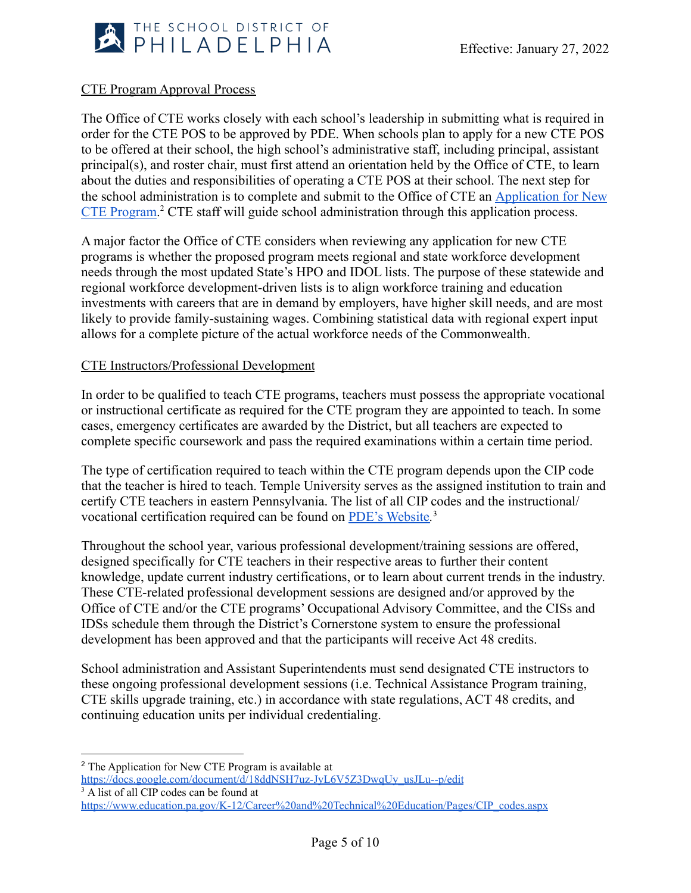<u>CTE Program Approval Process</u>

The Office of CTE works closely with each school's leadership in submitting what is required in order for the CTE POS to be approved by PDE. When schools plan to apply for a new CTE POS to be offered at their school, the high school's administrative staff, including principal, assistant principal(s), and roster chair, must first attend an orientation held by the Office of CTE, to learn about the duties and responsibilities of operating a CTE POS at their school. The next step for the school administration is to complete and submit to the Office of CTE an [Application for New CTE Program](https://docs.google.com/document/d/18ddNSH7uz-JyL6V5Z3DwqUy_usJLu--p/edit).[2] CTE staff will guide school administration through this application process.

A major factor the Office of CTE considers when reviewing any application for new CTE programs is whether the proposed program meets regional and state workforce development needs through the most updated State's HPO and IDOL lists. The purpose of these statewide and regional workforce development-driven lists is to align workforce training and education investments with careers that are in demand by employers, have higher skill needs, and are most likely to provide family-sustaining wages. Combining statistical data with regional expert input allows for a complete picture of the actual workforce needs of the Commonwealth.

<u>CTE Instructors/Professional Development</u>

In order to be qualified to teach CTE programs, teachers must possess the appropriate vocational or instructional certificate as required for the CTE program they are appointed to teach. In some cases, emergency certificates are awarded by the District, but all teachers are expected to complete specific coursework and pass the required examinations within a certain time period.

The type of certification required to teach within the CTE program depends upon the CIP code that the teacher is hired to teach. Temple University serves as the assigned institution to train and certify CTE teachers in eastern Pennsylvania. The list of all CIP codes and the instructional/ vocational certification required can be found on [PDE's Website](https://www.education.pa.gov/K-12/Career%20and%20Technical%20Education/Pages/CIP_codes.aspx).[3]

Throughout the school year, various professional development/training sessions are offered, designed specifically for CTE teachers in their respective areas to further their content knowledge, update current industry certifications, or to learn about current trends in the industry. These CTE-related professional development sessions are designed and/or approved by the Office of CTE and/or the CTE programs' Occupational Advisory Committee, and the CISs and IDSs schedule them through the District's Cornerstone system to ensure the professional development has been approved and that the participants will receive Act 48 credits.

School administration and Assistant Superintendents must send designated CTE instructors to these ongoing professional development sessions (i.e. Technical Assistance Program training, CTE skills upgrade training, etc.) in accordance with state regulations, ACT 48 credits, and continuing education units per individual credentialing.

---

[2] The Application for New CTE Program is available at https://docs.google.com/document/d/18ddNSH7uz-JyL6V5Z3DwqUy_usJLu--p/edit

[3] A list of all CIP codes can be found at https://www.education.pa.gov/K-12/Career%20and%20Technical%20Education/Pages/CIP_codes.aspx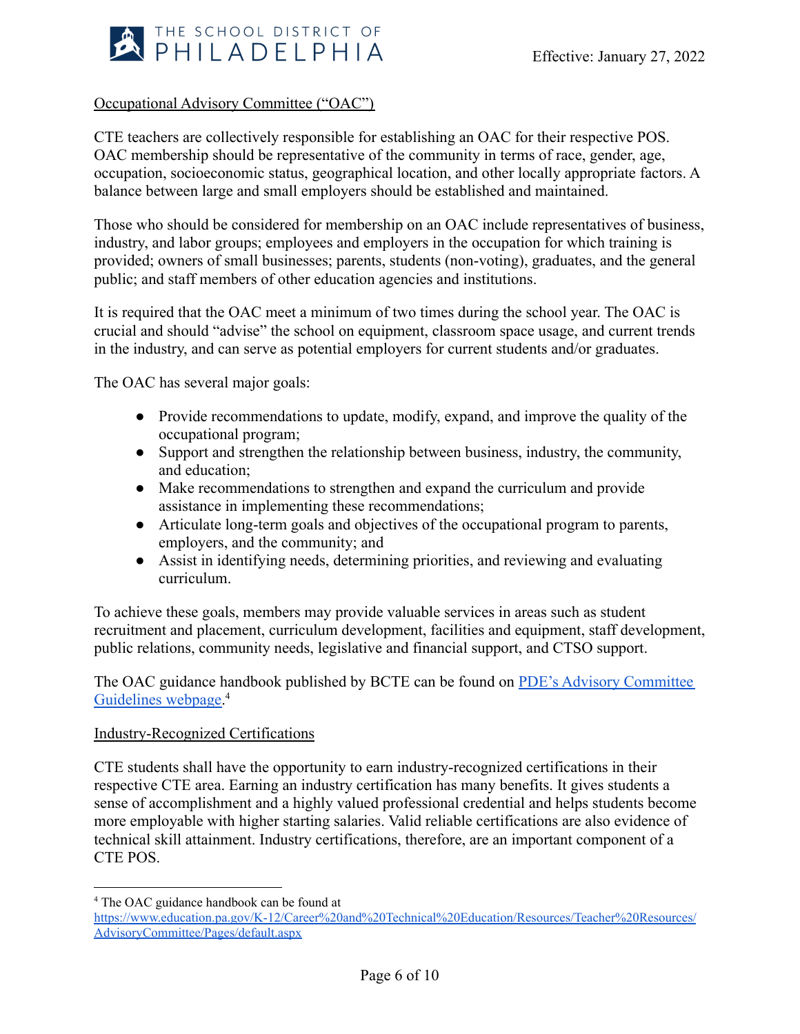## Occupational Advisory Committee ("OAC")

CTE teachers are collectively responsible for establishing an OAC for their respective POS. OAC membership should be representative of the community in terms of race, gender, age, occupation, socioeconomic status, geographical location, and other locally appropriate factors. A balance between large and small employers should be established and maintained.

Those who should be considered for membership on an OAC include representatives of business, industry, and labor groups; employees and employers in the occupation for which training is provided; owners of small businesses; parents, students (non-voting), graduates, and the general public; and staff members of other education agencies and institutions.

It is required that the OAC meet a minimum of two times during the school year. The OAC is crucial and should "advise" the school on equipment, classroom space usage, and current trends in the industry, and can serve as potential employers for current students and/or graduates.

The OAC has several major goals:

- Provide recommendations to update, modify, expand, and improve the quality of the occupational program;
- Support and strengthen the relationship between business, industry, the community, and education;
- Make recommendations to strengthen and expand the curriculum and provide assistance in implementing these recommendations;
- Articulate long-term goals and objectives of the occupational program to parents, employers, and the community; and
- Assist in identifying needs, determining priorities, and reviewing and evaluating curriculum.

To achieve these goals, members may provide valuable services in areas such as student recruitment and placement, curriculum development, facilities and equipment, staff development, public relations, community needs, legislative and financial support, and CTSO support.

The OAC guidance handbook published by BCTE can be found on [PDE's Advisory Committee Guidelines webpage](https://www.education.pa.gov/K-12/Career%20and%20Technical%20Education/Resources/Teacher%20Resources/AdvisoryCommittee/Pages/default.aspx).[4]

## Industry-Recognized Certifications

CTE students shall have the opportunity to earn industry-recognized certifications in their respective CTE area. Earning an industry certification has many benefits. It gives students a sense of accomplishment and a highly valued professional credential and helps students become more employable with higher starting salaries. Valid reliable certifications are also evidence of technical skill attainment. Industry certifications, therefore, are an important component of a CTE POS.

---

[4] The OAC guidance handbook can be found at https://www.education.pa.gov/K-12/Career%20and%20Technical%20Education/Resources/Teacher%20Resources/AdvisoryCommittee/Pages/default.aspx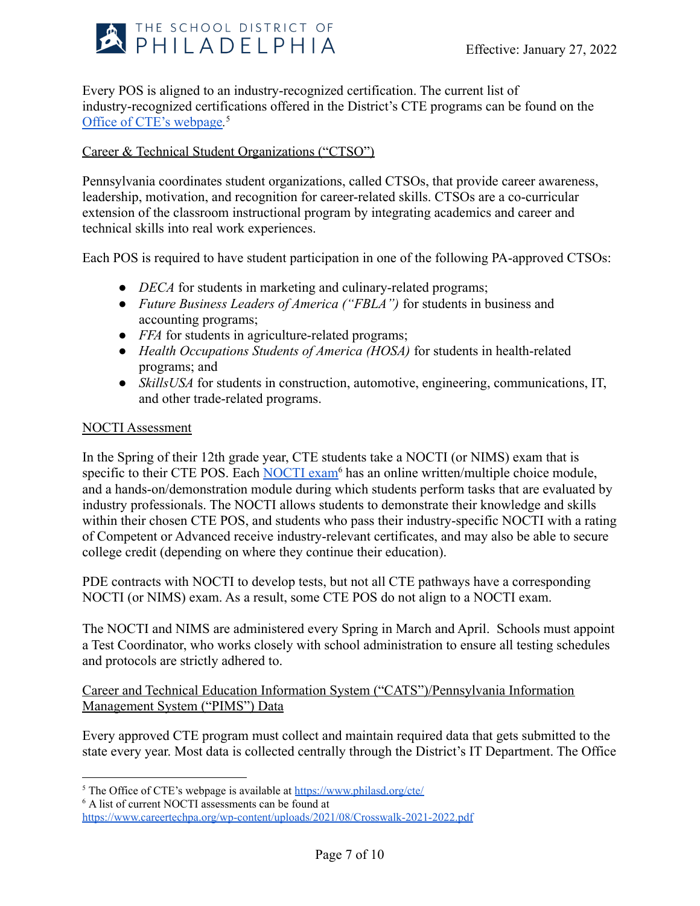Every POS is aligned to an industry-recognized certification. The current list of industry-recognized certifications offered in the District's CTE programs can be found on the [Office of CTE's webpage](https://www.philasd.org/cte/).[5]

Career & Technical Student Organizations ("CTSO")

Pennsylvania coordinates student organizations, called CTSOs, that provide career awareness, leadership, motivation, and recognition for career-related skills. CTSOs are a co-curricular extension of the classroom instructional program by integrating academics and career and technical skills into real work experiences.

Each POS is required to have student participation in one of the following PA-approved CTSOs:

- *DECA* for students in marketing and culinary-related programs;
- *Future Business Leaders of America ("FBLA")* for students in business and accounting programs;
- *FFA* for students in agriculture-related programs;
- *Health Occupations Students of America (HOSA)* for students in health-related programs; and
- *SkillsUSA* for students in construction, automotive, engineering, communications, IT, and other trade-related programs.

NOCTI Assessment

In the Spring of their 12th grade year, CTE students take a NOCTI (or NIMS) exam that is specific to their CTE POS. Each [NOCTI exam](https://www.careertechpa.org/wp-content/uploads/2021/08/Crosswalk-2021-2022.pdf)[6] has an online written/multiple choice module, and a hands-on/demonstration module during which students perform tasks that are evaluated by industry professionals. The NOCTI allows students to demonstrate their knowledge and skills within their chosen CTE POS, and students who pass their industry-specific NOCTI with a rating of Competent or Advanced receive industry-relevant certificates, and may also be able to secure college credit (depending on where they continue their education).

PDE contracts with NOCTI to develop tests, but not all CTE pathways have a corresponding NOCTI (or NIMS) exam. As a result, some CTE POS do not align to a NOCTI exam.

The NOCTI and NIMS are administered every Spring in March and April. Schools must appoint a Test Coordinator, who works closely with school administration to ensure all testing schedules and protocols are strictly adhered to.

Career and Technical Education Information System ("CATS")/Pennsylvania Information Management System ("PIMS") Data

Every approved CTE program must collect and maintain required data that gets submitted to the state every year. Most data is collected centrally through the District's IT Department. The Office

---

[5] The Office of CTE's webpage is available at https://www.philasd.org/cte/

[6] A list of current NOCTI assessments can be found at https://www.careertechpa.org/wp-content/uploads/2021/08/Crosswalk-2021-2022.pdf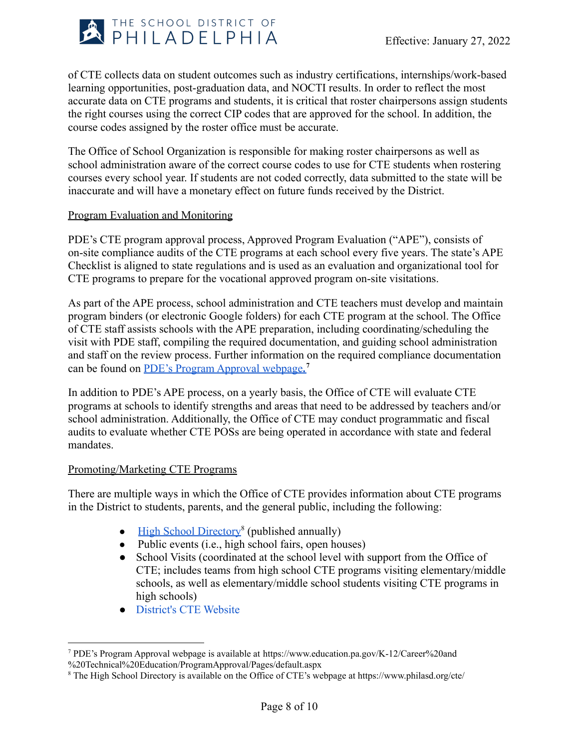of CTE collects data on student outcomes such as industry certifications, internships/work-based learning opportunities, post-graduation data, and NOCTI results. In order to reflect the most accurate data on CTE programs and students, it is critical that roster chairpersons assign students the right courses using the correct CIP codes that are approved for the school. In addition, the course codes assigned by the roster office must be accurate.

The Office of School Organization is responsible for making roster chairpersons as well as school administration aware of the correct course codes to use for CTE students when rostering courses every school year. If students are not coded correctly, data submitted to the state will be inaccurate and will have a monetary effect on future funds received by the District.

Program Evaluation and Monitoring

PDE's CTE program approval process, Approved Program Evaluation ("APE"), consists of on-site compliance audits of the CTE programs at each school every five years. The state's APE Checklist is aligned to state regulations and is used as an evaluation and organizational tool for CTE programs to prepare for the vocational approved program on-site visitations.

As part of the APE process, school administration and CTE teachers must develop and maintain program binders (or electronic Google folders) for each CTE program at the school. The Office of CTE staff assists schools with the APE preparation, including coordinating/scheduling the visit with PDE staff, compiling the required documentation, and guiding school administration and staff on the review process. Further information on the required compliance documentation can be found on PDE's Program Approval webpage.[7]

In addition to PDE's APE process, on a yearly basis, the Office of CTE will evaluate CTE programs at schools to identify strengths and areas that need to be addressed by teachers and/or school administration. Additionally, the Office of CTE may conduct programmatic and fiscal audits to evaluate whether CTE POSs are being operated in accordance with state and federal mandates.

Promoting/Marketing CTE Programs

There are multiple ways in which the Office of CTE provides information about CTE programs in the District to students, parents, and the general public, including the following:

- High School Directory[8] (published annually)
- Public events (i.e., high school fairs, open houses)
- School Visits (coordinated at the school level with support from the Office of CTE; includes teams from high school CTE programs visiting elementary/middle schools, as well as elementary/middle school students visiting CTE programs in high schools)
- District's CTE Website

[7] PDE's Program Approval webpage is available at https://www.education.pa.gov/K-12/Career%20and%20Technical%20Education/ProgramApproval/Pages/default.aspx

[8] The High School Directory is available on the Office of CTE's webpage at https://www.philasd.org/cte/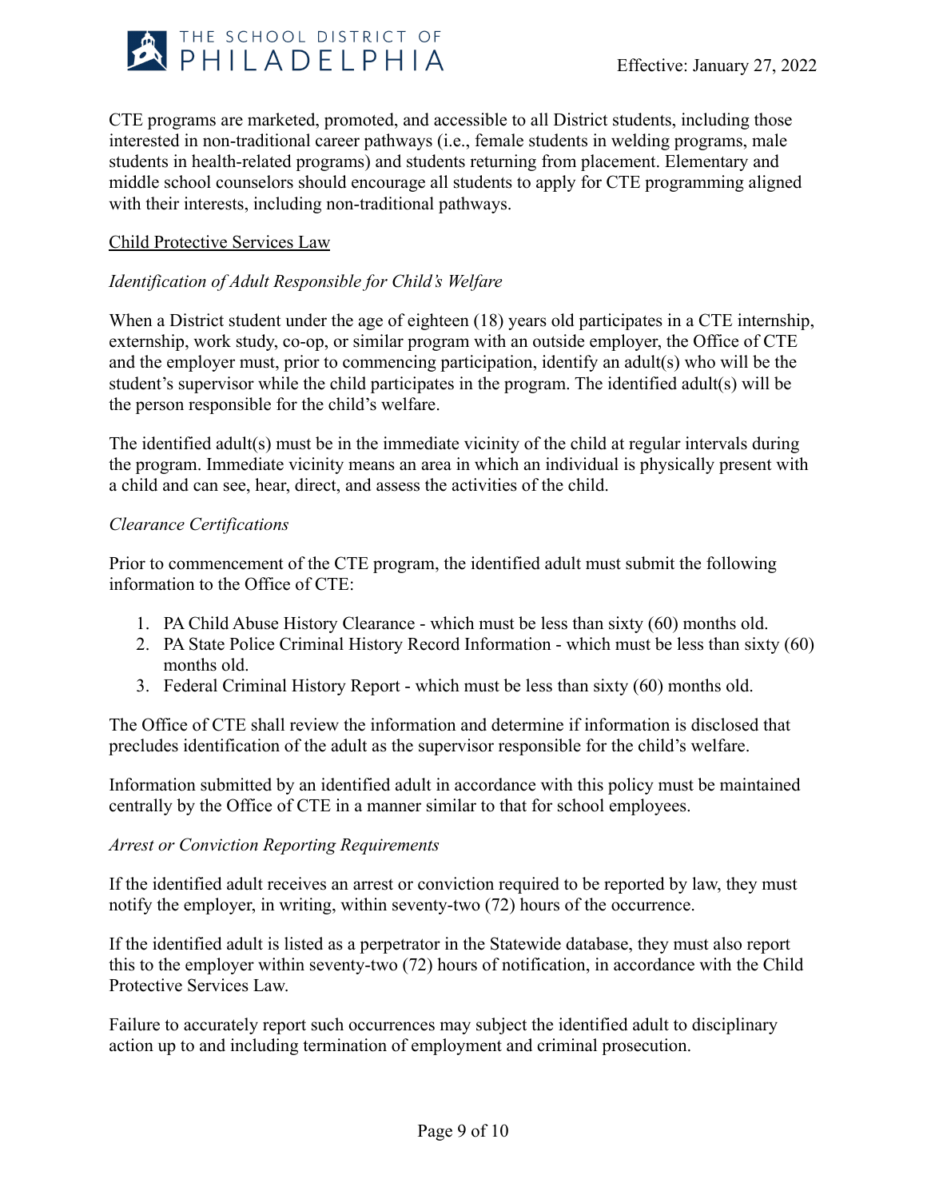CTE programs are marketed, promoted, and accessible to all District students, including those interested in non-traditional career pathways (i.e., female students in welding programs, male students in health-related programs) and students returning from placement. Elementary and middle school counselors should encourage all students to apply for CTE programming aligned with their interests, including non-traditional pathways.

<u>Child Protective Services Law</u>

*Identification of Adult Responsible for Child's Welfare*

When a District student under the age of eighteen (18) years old participates in a CTE internship, externship, work study, co-op, or similar program with an outside employer, the Office of CTE and the employer must, prior to commencing participation, identify an adult(s) who will be the student's supervisor while the child participates in the program. The identified adult(s) will be the person responsible for the child's welfare.

The identified adult(s) must be in the immediate vicinity of the child at regular intervals during the program. Immediate vicinity means an area in which an individual is physically present with a child and can see, hear, direct, and assess the activities of the child.

*Clearance Certifications*

Prior to commencement of the CTE program, the identified adult must submit the following information to the Office of CTE:

1. PA Child Abuse History Clearance - which must be less than sixty (60) months old.
2. PA State Police Criminal History Record Information - which must be less than sixty (60) months old.
3. Federal Criminal History Report - which must be less than sixty (60) months old.

The Office of CTE shall review the information and determine if information is disclosed that precludes identification of the adult as the supervisor responsible for the child's welfare.

Information submitted by an identified adult in accordance with this policy must be maintained centrally by the Office of CTE in a manner similar to that for school employees.

*Arrest or Conviction Reporting Requirements*

If the identified adult receives an arrest or conviction required to be reported by law, they must notify the employer, in writing, within seventy-two (72) hours of the occurrence.

If the identified adult is listed as a perpetrator in the Statewide database, they must also report this to the employer within seventy-two (72) hours of notification, in accordance with the Child Protective Services Law.

Failure to accurately report such occurrences may subject the identified adult to disciplinary action up to and including termination of employment and criminal prosecution.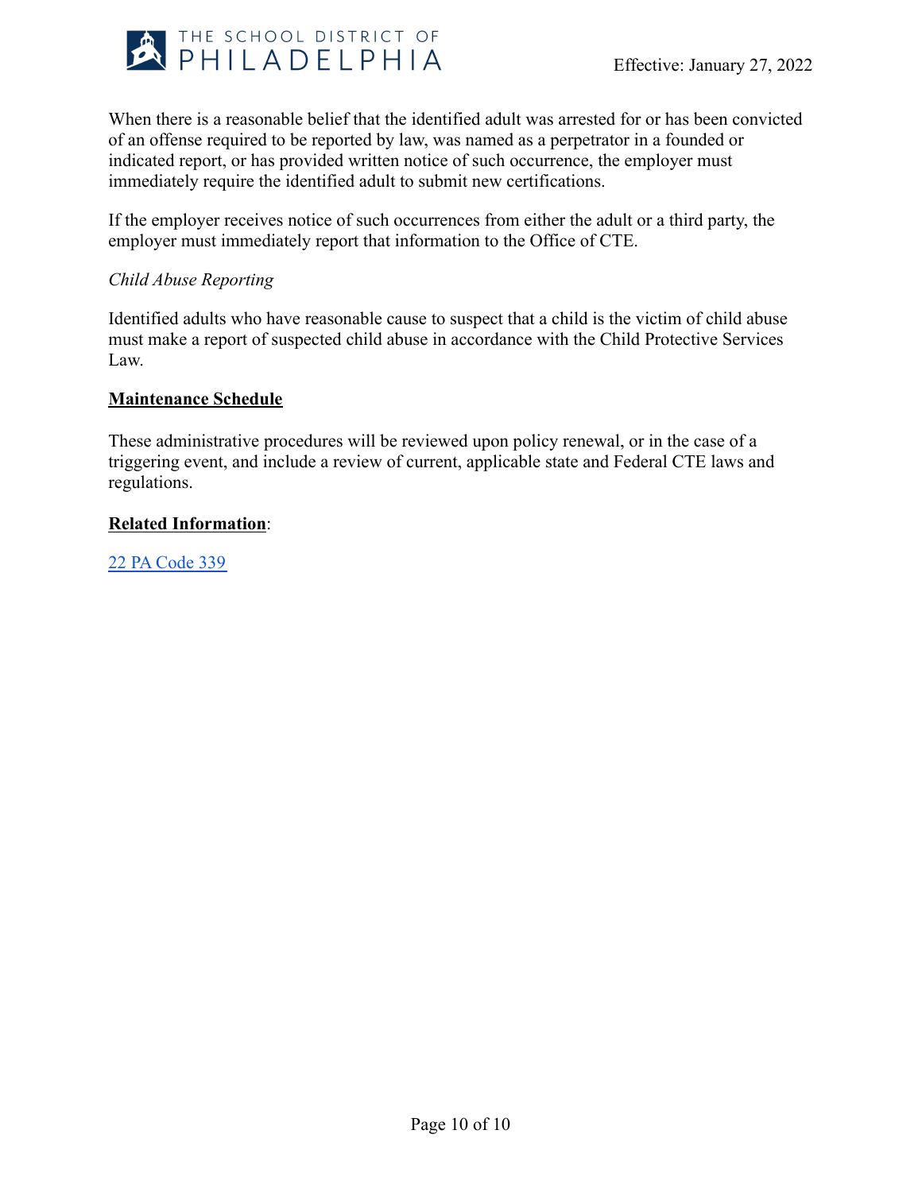When there is a reasonable belief that the identified adult was arrested for or has been convicted of an offense required to be reported by law, was named as a perpetrator in a founded or indicated report, or has provided written notice of such occurrence, the employer must immediately require the identified adult to submit new certifications.

If the employer receives notice of such occurrences from either the adult or a third party, the employer must immediately report that information to the Office of CTE.

*Child Abuse Reporting*

Identified adults who have reasonable cause to suspect that a child is the victim of child abuse must make a report of suspected child abuse in accordance with the Child Protective Services Law.

**Maintenance Schedule**

These administrative procedures will be reviewed upon policy renewal, or in the case of a triggering event, and include a review of current, applicable state and Federal CTE laws and regulations.

**Related Information**:

22 PA Code 339